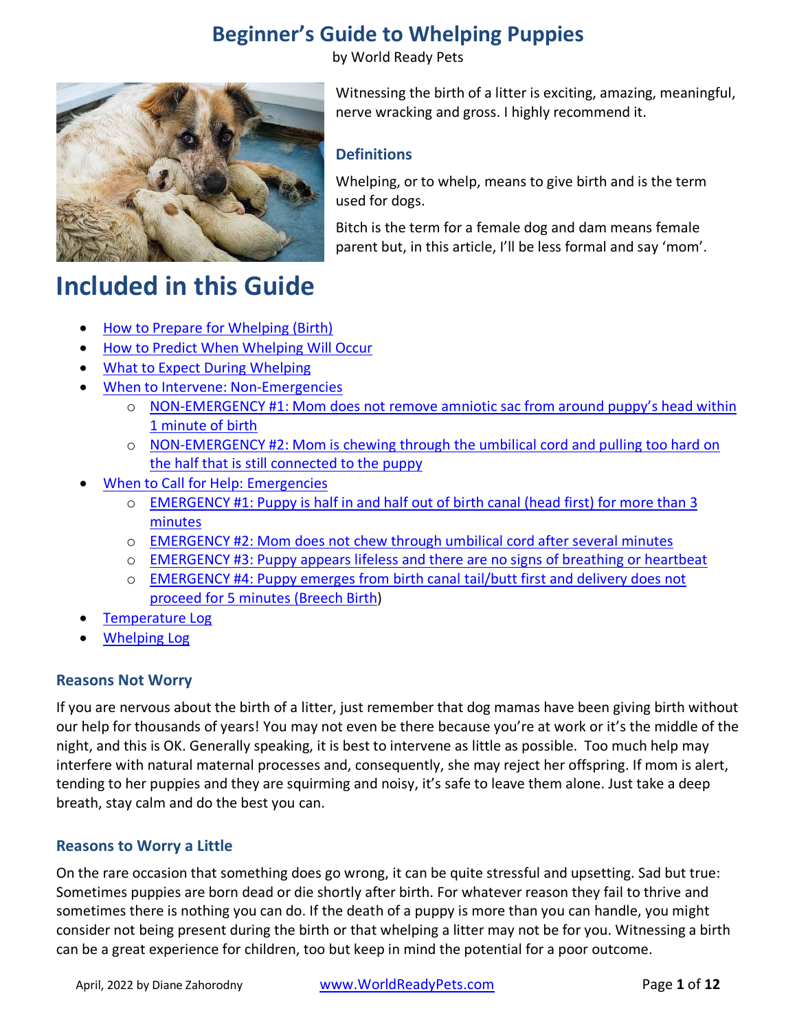# Beginner's Guide to Whelping Puppies

by World Ready Pets

Witnessing the birth of a litter is exciting, amazing, meaningful, nerve wracking and gross. I highly recommend it.

### Definitions

Whelping, or to whelp, means to give birth and is the term used for dogs.

Bitch is the term for a female dog and dam means female parent but, in this article, I'll be less formal and say 'mom'.

## Included in this Guide

- How to Prepare for Whelping (Birth)
- How to Predict When Whelping Will Occur
- What to Expect During Whelping
- When to Intervene: Non-Emergencies
  - NON-EMERGENCY #1: Mom does not remove amniotic sac from around puppy's head within 1 minute of birth
  - NON-EMERGENCY #2: Mom is chewing through the umbilical cord and pulling too hard on the half that is still connected to the puppy
- When to Call for Help: Emergencies
  - EMERGENCY #1: Puppy is half in and half out of birth canal (head first) for more than 3 minutes
  - EMERGENCY #2: Mom does not chew through umbilical cord after several minutes
  - EMERGENCY #3: Puppy appears lifeless and there are no signs of breathing or heartbeat
  - EMERGENCY #4: Puppy emerges from birth canal tail/butt first and delivery does not proceed for 5 minutes (Breech Birth)
- Temperature Log
- Whelping Log

### Reasons Not Worry

If you are nervous about the birth of a litter, just remember that dog mamas have been giving birth without our help for thousands of years! You may not even be there because you're at work or it's the middle of the night, and this is OK. Generally speaking, it is best to intervene as little as possible. Too much help may interfere with natural maternal processes and, consequently, she may reject her offspring. If mom is alert, tending to her puppies and they are squirming and noisy, it's safe to leave them alone. Just take a deep breath, stay calm and do the best you can.

### Reasons to Worry a Little

On the rare occasion that something does go wrong, it can be quite stressful and upsetting. Sad but true: Sometimes puppies are born dead or die shortly after birth. For whatever reason they fail to thrive and sometimes there is nothing you can do. If the death of a puppy is more than you can handle, you might consider not being present during the birth or that whelping a litter may not be for you. Witnessing a birth can be a great experience for children, too but keep in mind the potential for a poor outcome.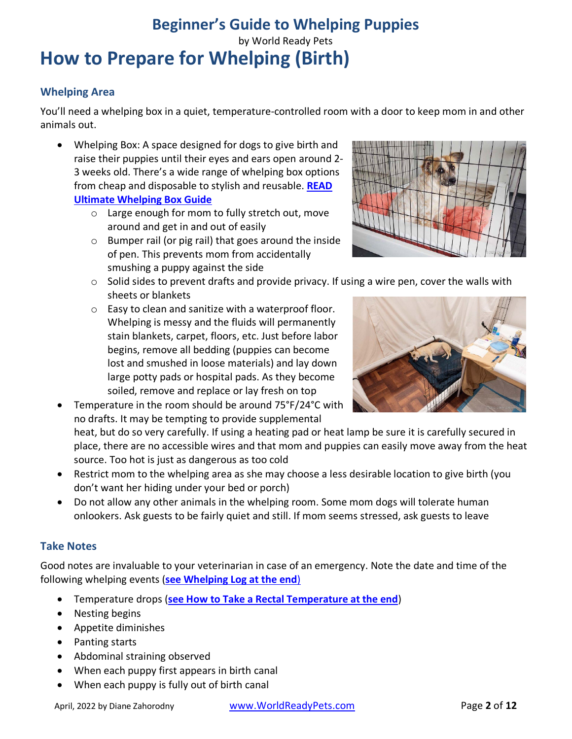# How to Prepare for Whelping (Birth)

## Whelping Area

You'll need a whelping box in a quiet, temperature-controlled room with a door to keep mom in and other animals out.

- Whelping Box: A space designed for dogs to give birth and raise their puppies until their eyes and ears open around 2-3 weeks old. There's a wide range of whelping box options from cheap and disposable to stylish and reusable. **READ Ultimate Whelping Box Guide**
  - Large enough for mom to fully stretch out, move around and get in and out of easily
  - Bumper rail (or pig rail) that goes around the inside of pen. This prevents mom from accidentally smushing a puppy against the side
  - Solid sides to prevent drafts and provide privacy. If using a wire pen, cover the walls with sheets or blankets
  - Easy to clean and sanitize with a waterproof floor. Whelping is messy and the fluids will permanently stain blankets, carpet, floors, etc. Just before labor begins, remove all bedding (puppies can become lost and smushed in loose materials) and lay down large potty pads or hospital pads. As they become soiled, remove and replace or lay fresh on top
- Temperature in the room should be around 75˚F/24˚C with no drafts. It may be tempting to provide supplemental heat, but do so very carefully. If using a heating pad or heat lamp be sure it is carefully secured in place, there are no accessible wires and that mom and puppies can easily move away from the heat source. Too hot is just as dangerous as too cold
- Restrict mom to the whelping area as she may choose a less desirable location to give birth (you don't want her hiding under your bed or porch)
- Do not allow any other animals in the whelping room. Some mom dogs will tolerate human onlookers. Ask guests to be fairly quiet and still. If mom seems stressed, ask guests to leave

## Take Notes

Good notes are invaluable to your veterinarian in case of an emergency. Note the date and time of the following whelping events (**see Whelping Log at the end**)

- Temperature drops (**see How to Take a Rectal Temperature at the end**)
- Nesting begins
- Appetite diminishes
- Panting starts
- Abdominal straining observed
- When each puppy first appears in birth canal
- When each puppy is fully out of birth canal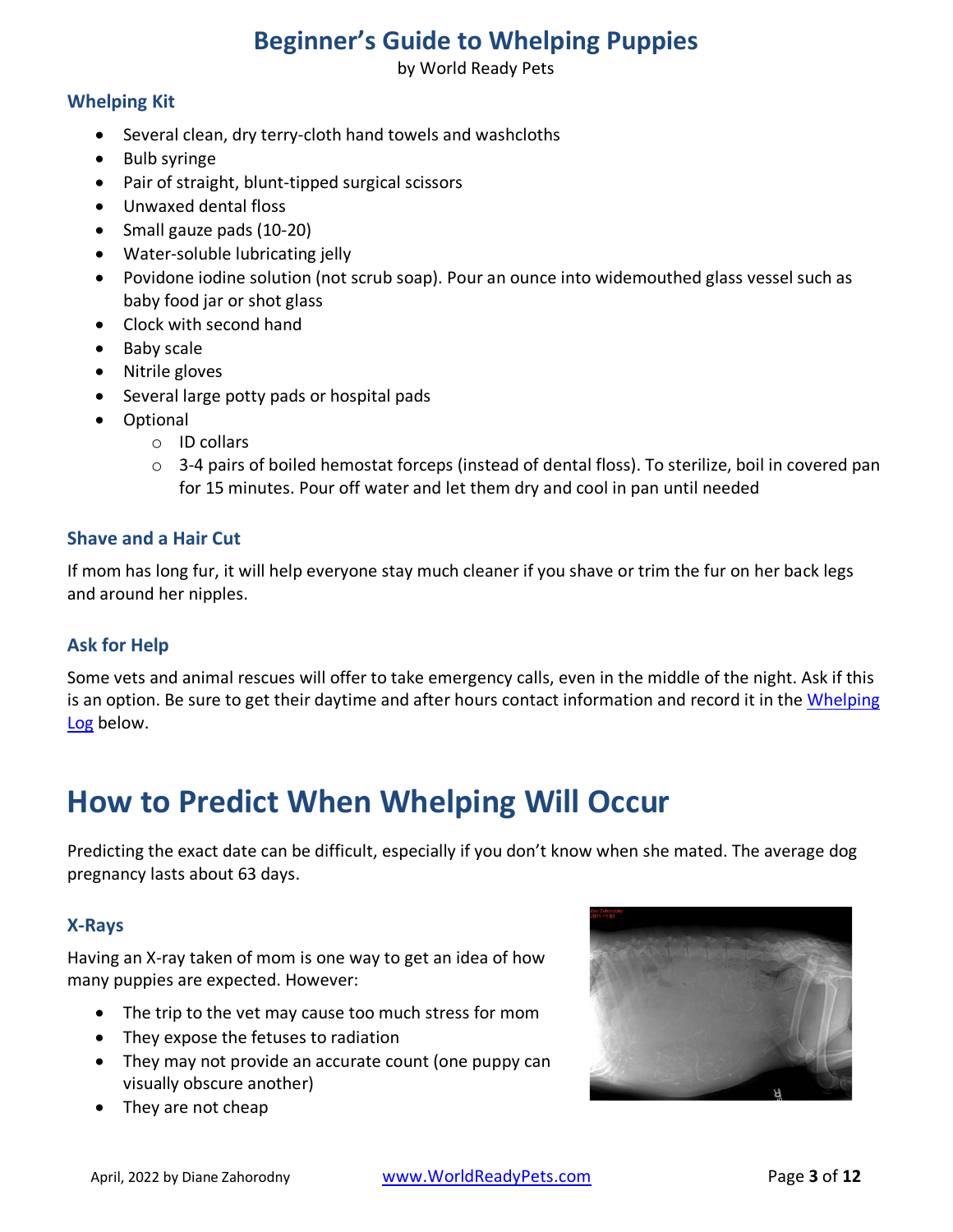### Whelping Kit

- Several clean, dry terry-cloth hand towels and washcloths
- Bulb syringe
- Pair of straight, blunt-tipped surgical scissors
- Unwaxed dental floss
- Small gauze pads (10-20)
- Water-soluble lubricating jelly
- Povidone iodine solution (not scrub soap). Pour an ounce into widemouthed glass vessel such as baby food jar or shot glass
- Clock with second hand
- Baby scale
- Nitrile gloves
- Several large potty pads or hospital pads
- Optional
  - ID collars
  - 3-4 pairs of boiled hemostat forceps (instead of dental floss). To sterilize, boil in covered pan for 15 minutes. Pour off water and let them dry and cool in pan until needed

### Shave and a Hair Cut

If mom has long fur, it will help everyone stay much cleaner if you shave or trim the fur on her back legs and around her nipples.

### Ask for Help

Some vets and animal rescues will offer to take emergency calls, even in the middle of the night. Ask if this is an option. Be sure to get their daytime and after hours contact information and record it in the Whelping Log below.

## How to Predict When Whelping Will Occur

Predicting the exact date can be difficult, especially if you don't know when she mated. The average dog pregnancy lasts about 63 days.

### X-Rays

Having an X-ray taken of mom is one way to get an idea of how many puppies are expected. However:

- The trip to the vet may cause too much stress for mom
- They expose the fetuses to radiation
- They may not provide an accurate count (one puppy can visually obscure another)
- They are not cheap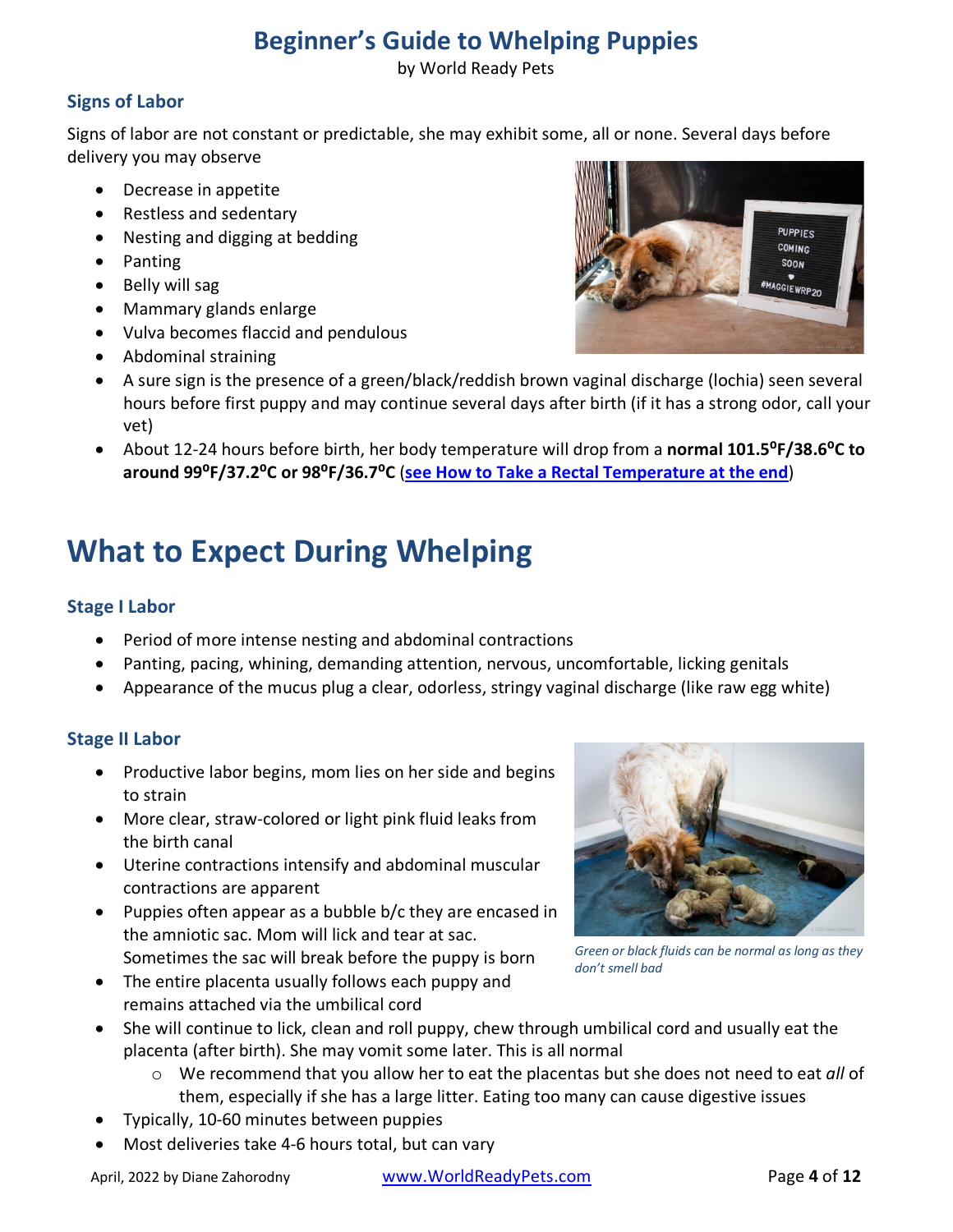# Beginner's Guide to Whelping Puppies

by World Ready Pets

### Signs of Labor

Signs of labor are not constant or predictable, she may exhibit some, all or none. Several days before delivery you may observe

- Decrease in appetite
- Restless and sedentary
- Nesting and digging at bedding
- Panting
- Belly will sag
- Mammary glands enlarge
- Vulva becomes flaccid and pendulous
- Abdominal straining
- A sure sign is the presence of a green/black/reddish brown vaginal discharge (lochia) seen several hours before first puppy and may continue several days after birth (if it has a strong odor, call your vet)
- About 12-24 hours before birth, her body temperature will drop from a **normal 101.5°F/38.6°C to around 99°F/37.2°C or 98°F/36.7°C** (**see How to Take a Rectal Temperature at the end**)

## What to Expect During Whelping

### Stage I Labor

- Period of more intense nesting and abdominal contractions
- Panting, pacing, whining, demanding attention, nervous, uncomfortable, licking genitals
- Appearance of the mucus plug a clear, odorless, stringy vaginal discharge (like raw egg white)

### Stage II Labor

- Productive labor begins, mom lies on her side and begins to strain
- More clear, straw-colored or light pink fluid leaks from the birth canal
- Uterine contractions intensify and abdominal muscular contractions are apparent
- Puppies often appear as a bubble b/c they are encased in the amniotic sac. Mom will lick and tear at sac. Sometimes the sac will break before the puppy is born
- The entire placenta usually follows each puppy and remains attached via the umbilical cord
- She will continue to lick, clean and roll puppy, chew through umbilical cord and usually eat the placenta (after birth). She may vomit some later. This is all normal
  - We recommend that you allow her to eat the placentas but she does not need to eat *all* of them, especially if she has a large litter. Eating too many can cause digestive issues
- Typically, 10-60 minutes between puppies
- Most deliveries take 4-6 hours total, but can vary

*Green or black fluids can be normal as long as they don't smell bad*

April, 2022 by Diane Zahorodny www.WorldReadyPets.com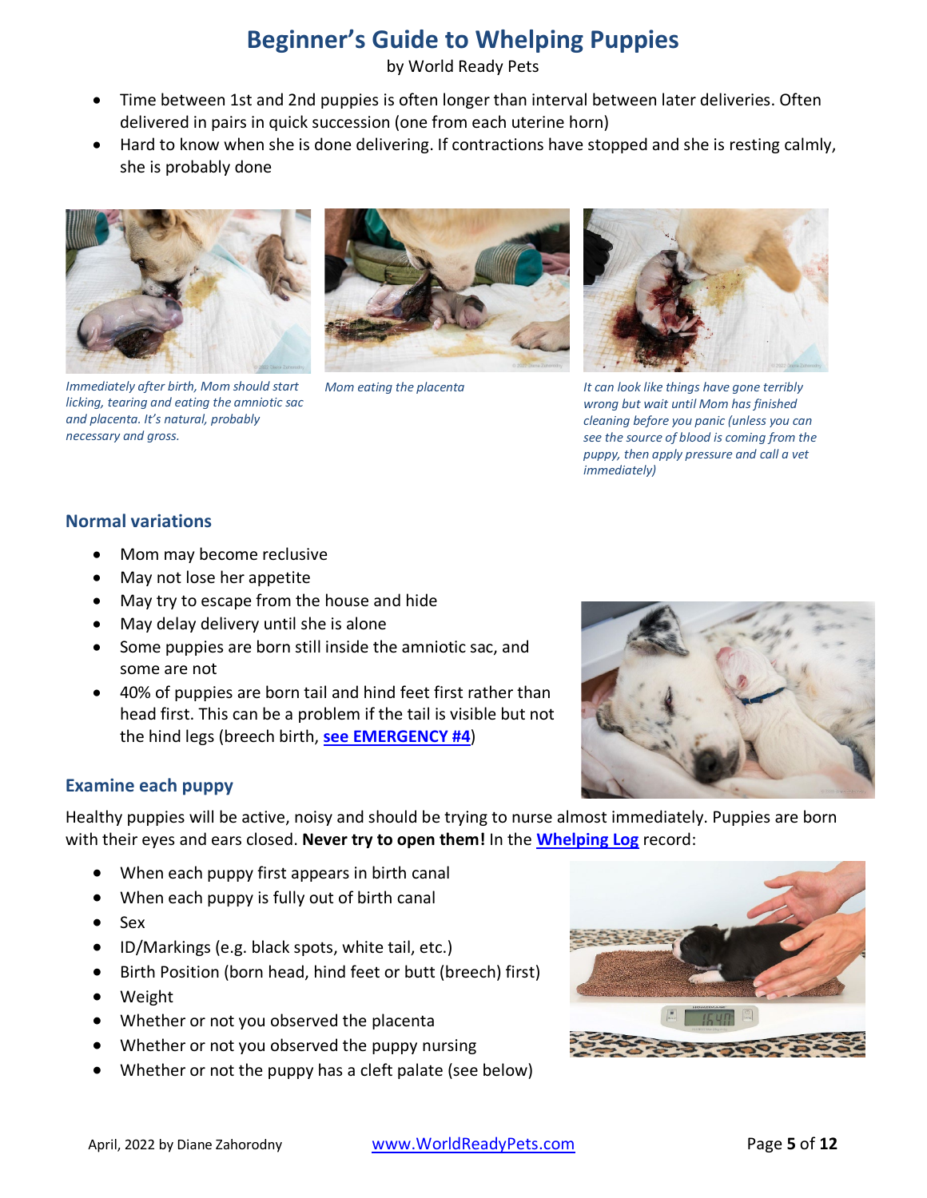- Time between 1st and 2nd puppies is often longer than interval between later deliveries. Often delivered in pairs in quick succession (one from each uterine horn)
- Hard to know when she is done delivering. If contractions have stopped and she is resting calmly, she is probably done

*Immediately after birth, Mom should start licking, tearing and eating the amniotic sac and placenta. It's natural, probably necessary and gross.*

*Mom eating the placenta*

*It can look like things have gone terribly wrong but wait until Mom has finished cleaning before you panic (unless you can see the source of blood is coming from the puppy, then apply pressure and call a vet immediately)*

## Normal variations

- Mom may become reclusive
- May not lose her appetite
- May try to escape from the house and hide
- May delay delivery until she is alone
- Some puppies are born still inside the amniotic sac, and some are not
- 40% of puppies are born tail and hind feet first rather than head first. This can be a problem if the tail is visible but not the hind legs (breech birth, **see EMERGENCY #4**)

## Examine each puppy

Healthy puppies will be active, noisy and should be trying to nurse almost immediately. Puppies are born with their eyes and ears closed. **Never try to open them!** In the **Whelping Log** record:

- When each puppy first appears in birth canal
- When each puppy is fully out of birth canal
- Sex
- ID/Markings (e.g. black spots, white tail, etc.)
- Birth Position (born head, hind feet or butt (breech) first)
- Weight
- Whether or not you observed the placenta
- Whether or not you observed the puppy nursing
- Whether or not the puppy has a cleft palate (see below)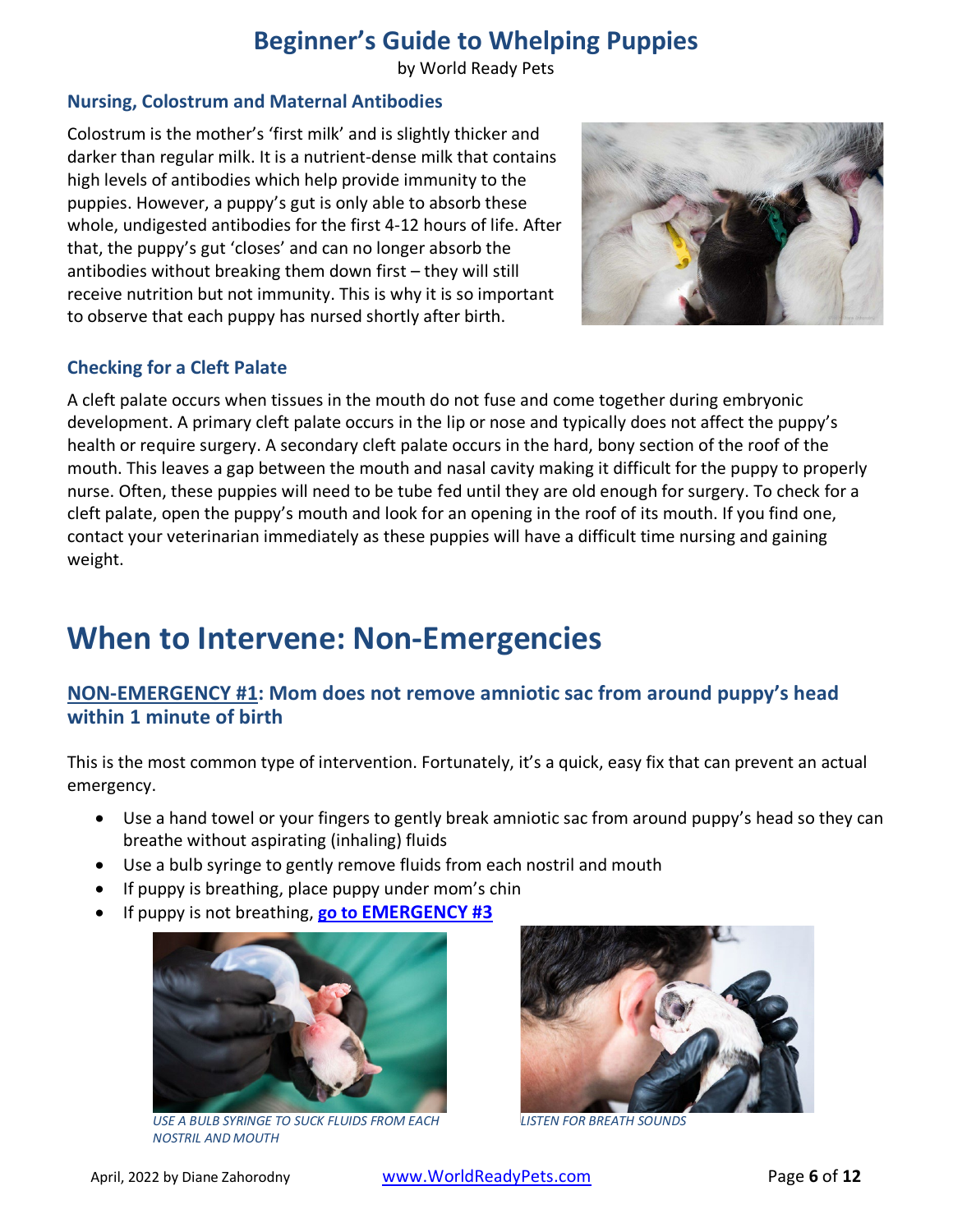### Nursing, Colostrum and Maternal Antibodies

Colostrum is the mother's 'first milk' and is slightly thicker and darker than regular milk. It is a nutrient-dense milk that contains high levels of antibodies which help provide immunity to the puppies. However, a puppy's gut is only able to absorb these whole, undigested antibodies for the first 4-12 hours of life. After that, the puppy's gut 'closes' and can no longer absorb the antibodies without breaking them down first – they will still receive nutrition but not immunity. This is why it is so important to observe that each puppy has nursed shortly after birth.

### Checking for a Cleft Palate

A cleft palate occurs when tissues in the mouth do not fuse and come together during embryonic development. A primary cleft palate occurs in the lip or nose and typically does not affect the puppy's health or require surgery. A secondary cleft palate occurs in the hard, bony section of the roof of the mouth. This leaves a gap between the mouth and nasal cavity making it difficult for the puppy to properly nurse. Often, these puppies will need to be tube fed until they are old enough for surgery. To check for a cleft palate, open the puppy's mouth and look for an opening in the roof of its mouth. If you find one, contact your veterinarian immediately as these puppies will have a difficult time nursing and gaining weight.

# When to Intervene: Non-Emergencies

## NON-EMERGENCY #1: Mom does not remove amniotic sac from around puppy's head within 1 minute of birth

This is the most common type of intervention. Fortunately, it's a quick, easy fix that can prevent an actual emergency.

- Use a hand towel or your fingers to gently break amniotic sac from around puppy's head so they can breathe without aspirating (inhaling) fluids
- Use a bulb syringe to gently remove fluids from each nostril and mouth
- If puppy is breathing, place puppy under mom's chin
- If puppy is not breathing, **go to EMERGENCY #3**

*USE A BULB SYRINGE TO SUCK FLUIDS FROM EACH NOSTRIL AND MOUTH*

*LISTEN FOR BREATH SOUNDS*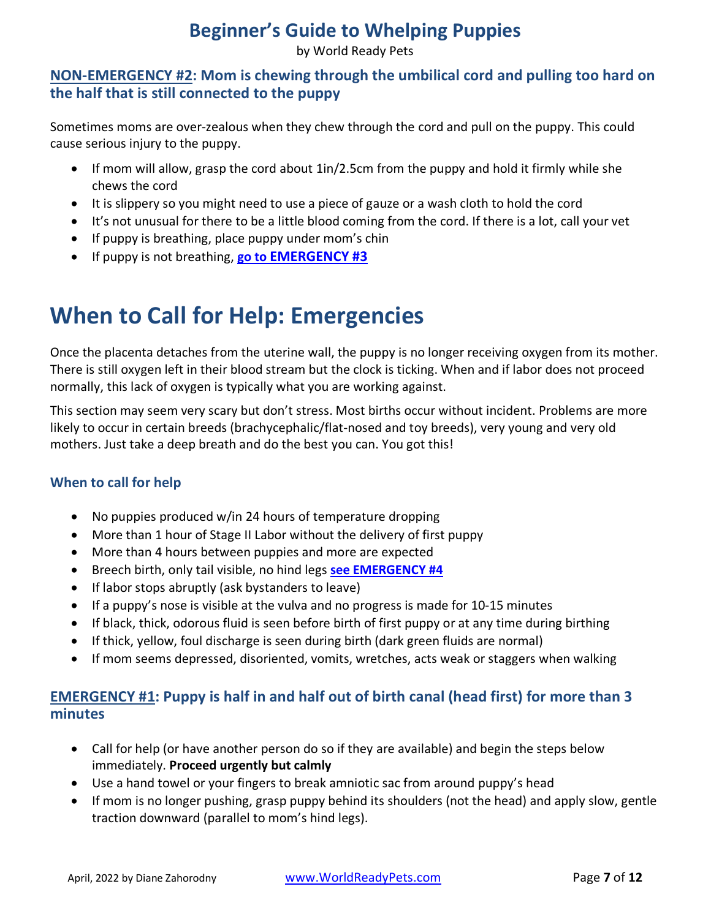### NON-EMERGENCY #2: Mom is chewing through the umbilical cord and pulling too hard on the half that is still connected to the puppy

Sometimes moms are over-zealous when they chew through the cord and pull on the puppy. This could cause serious injury to the puppy.

- If mom will allow, grasp the cord about 1in/2.5cm from the puppy and hold it firmly while she chews the cord
- It is slippery so you might need to use a piece of gauze or a wash cloth to hold the cord
- It's not unusual for there to be a little blood coming from the cord. If there is a lot, call your vet
- If puppy is breathing, place puppy under mom's chin
- If puppy is not breathing, **go to EMERGENCY #3**

# When to Call for Help: Emergencies

Once the placenta detaches from the uterine wall, the puppy is no longer receiving oxygen from its mother. There is still oxygen left in their blood stream but the clock is ticking. When and if labor does not proceed normally, this lack of oxygen is typically what you are working against.

This section may seem very scary but don't stress. Most births occur without incident. Problems are more likely to occur in certain breeds (brachycephalic/flat-nosed and toy breeds), very young and very old mothers. Just take a deep breath and do the best you can. You got this!

### When to call for help

- No puppies produced w/in 24 hours of temperature dropping
- More than 1 hour of Stage II Labor without the delivery of first puppy
- More than 4 hours between puppies and more are expected
- Breech birth, only tail visible, no hind legs **see EMERGENCY #4**
- If labor stops abruptly (ask bystanders to leave)
- If a puppy's nose is visible at the vulva and no progress is made for 10-15 minutes
- If black, thick, odorous fluid is seen before birth of first puppy or at any time during birthing
- If thick, yellow, foul discharge is seen during birth (dark green fluids are normal)
- If mom seems depressed, disoriented, vomits, wretches, acts weak or staggers when walking

### EMERGENCY #1: Puppy is half in and half out of birth canal (head first) for more than 3 minutes

- Call for help (or have another person do so if they are available) and begin the steps below immediately. **Proceed urgently but calmly**
- Use a hand towel or your fingers to break amniotic sac from around puppy's head
- If mom is no longer pushing, grasp puppy behind its shoulders (not the head) and apply slow, gentle traction downward (parallel to mom's hind legs).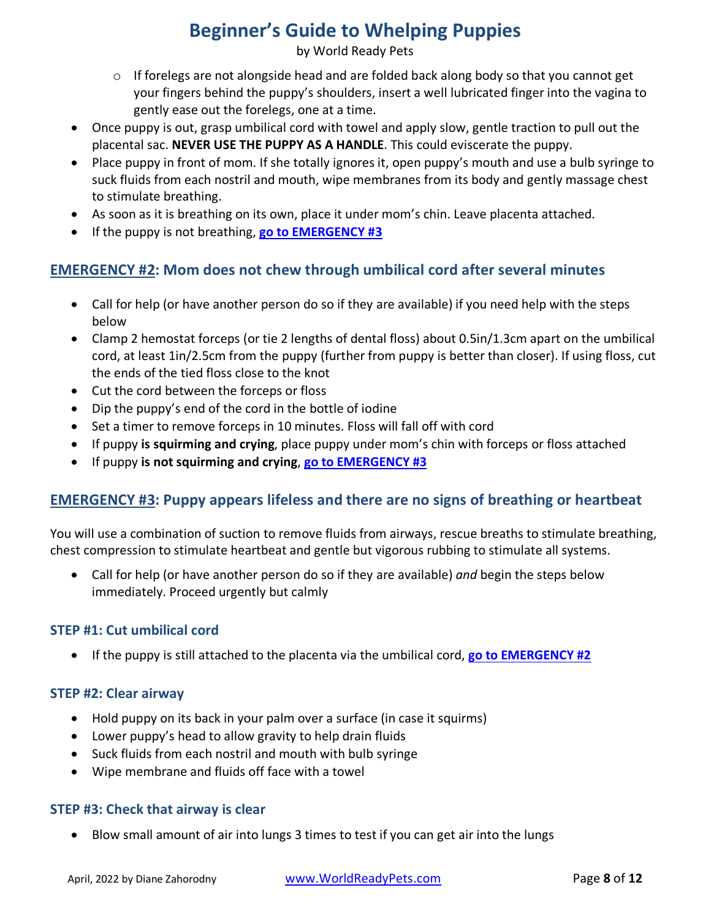- If forelegs are not alongside head and are folded back along body so that you cannot get your fingers behind the puppy's shoulders, insert a well lubricated finger into the vagina to gently ease out the forelegs, one at a time.

- Once puppy is out, grasp umbilical cord with towel and apply slow, gentle traction to pull out the placental sac. **NEVER USE THE PUPPY AS A HANDLE**. This could eviscerate the puppy.
- Place puppy in front of mom. If she totally ignores it, open puppy's mouth and use a bulb syringe to suck fluids from each nostril and mouth, wipe membranes from its body and gently massage chest to stimulate breathing.
- As soon as it is breathing on its own, place it under mom's chin. Leave placenta attached.
- If the puppy is not breathing, **go to EMERGENCY #3**

## EMERGENCY #2: Mom does not chew through umbilical cord after several minutes

- Call for help (or have another person do so if they are available) if you need help with the steps below
- Clamp 2 hemostat forceps (or tie 2 lengths of dental floss) about 0.5in/1.3cm apart on the umbilical cord, at least 1in/2.5cm from the puppy (further from puppy is better than closer). If using floss, cut the ends of the tied floss close to the knot
- Cut the cord between the forceps or floss
- Dip the puppy's end of the cord in the bottle of iodine
- Set a timer to remove forceps in 10 minutes. Floss will fall off with cord
- If puppy **is squirming and crying**, place puppy under mom's chin with forceps or floss attached
- If puppy **is not squirming and crying**, **go to EMERGENCY #3**

## EMERGENCY #3: Puppy appears lifeless and there are no signs of breathing or heartbeat

You will use a combination of suction to remove fluids from airways, rescue breaths to stimulate breathing, chest compression to stimulate heartbeat and gentle but vigorous rubbing to stimulate all systems.

- Call for help (or have another person do so if they are available) *and* begin the steps below immediately. Proceed urgently but calmly

### STEP #1: Cut umbilical cord

- If the puppy is still attached to the placenta via the umbilical cord, **go to EMERGENCY #2**

### STEP #2: Clear airway

- Hold puppy on its back in your palm over a surface (in case it squirms)
- Lower puppy's head to allow gravity to help drain fluids
- Suck fluids from each nostril and mouth with bulb syringe
- Wipe membrane and fluids off face with a towel

### STEP #3: Check that airway is clear

- Blow small amount of air into lungs 3 times to test if you can get air into the lungs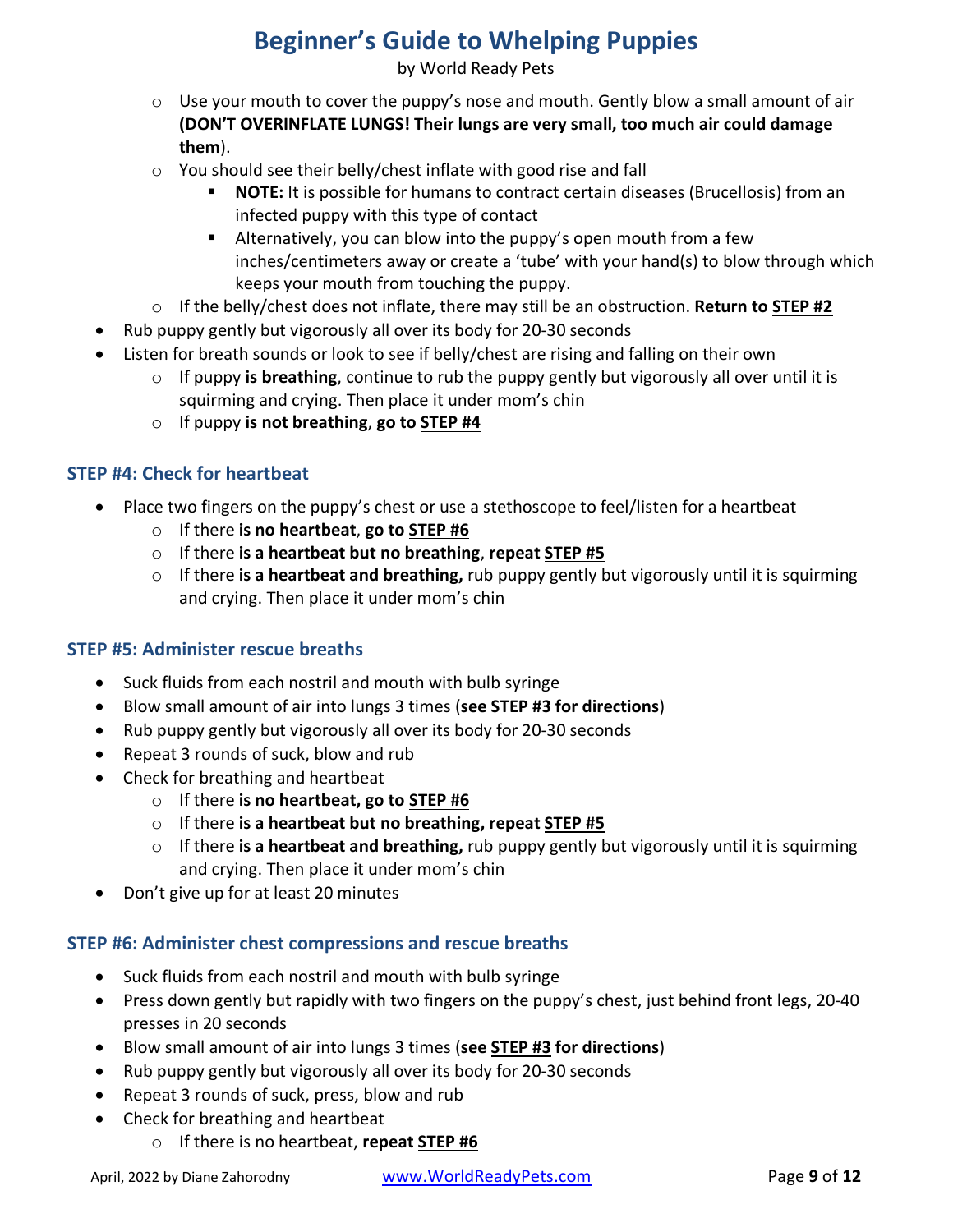- Use your mouth to cover the puppy's nose and mouth. Gently blow a small amount of air **(DON'T OVERINFLATE LUNGS! Their lungs are very small, too much air could damage them**).
    - You should see their belly/chest inflate with good rise and fall
        - **NOTE:** It is possible for humans to contract certain diseases (Brucellosis) from an infected puppy with this type of contact
        - Alternatively, you can blow into the puppy's open mouth from a few inches/centimeters away or create a 'tube' with your hand(s) to blow through which keeps your mouth from touching the puppy.
    - If the belly/chest does not inflate, there may still be an obstruction. **Return to <u>STEP #2</u>**
- Rub puppy gently but vigorously all over its body for 20-30 seconds
- Listen for breath sounds or look to see if belly/chest are rising and falling on their own
    - If puppy **is breathing**, continue to rub the puppy gently but vigorously all over until it is squirming and crying. Then place it under mom's chin
    - If puppy **is not breathing**, **go to <u>STEP #4</u>**

### STEP #4: Check for heartbeat

- Place two fingers on the puppy's chest or use a stethoscope to feel/listen for a heartbeat
    - If there **is no heartbeat**, **go to <u>STEP #6</u>**
    - If there **is a heartbeat but no breathing**, **repeat <u>STEP #5</u>**
    - If there **is a heartbeat and breathing,** rub puppy gently but vigorously until it is squirming and crying. Then place it under mom's chin

### STEP #5: Administer rescue breaths

- Suck fluids from each nostril and mouth with bulb syringe
- Blow small amount of air into lungs 3 times (**see <u>STEP #3</u> for directions**)
- Rub puppy gently but vigorously all over its body for 20-30 seconds
- Repeat 3 rounds of suck, blow and rub
- Check for breathing and heartbeat
    - If there **is no heartbeat, go to <u>STEP #6</u>**
    - If there **is a heartbeat but no breathing, repeat <u>STEP #5</u>**
    - If there **is a heartbeat and breathing,** rub puppy gently but vigorously until it is squirming and crying. Then place it under mom's chin
- Don't give up for at least 20 minutes

### STEP #6: Administer chest compressions and rescue breaths

- Suck fluids from each nostril and mouth with bulb syringe
- Press down gently but rapidly with two fingers on the puppy's chest, just behind front legs, 20-40 presses in 20 seconds
- Blow small amount of air into lungs 3 times (**see <u>STEP #3</u> for directions**)
- Rub puppy gently but vigorously all over its body for 20-30 seconds
- Repeat 3 rounds of suck, press, blow and rub
- Check for breathing and heartbeat
    - If there is no heartbeat, **repeat <u>STEP #6</u>**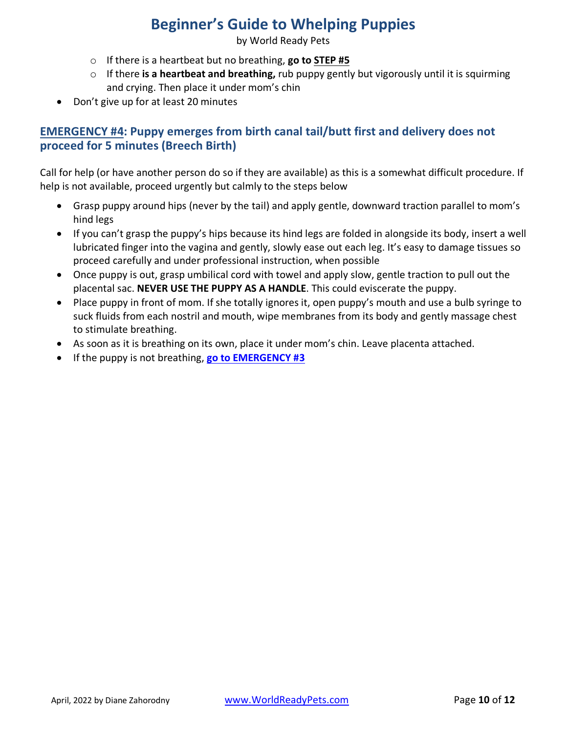- If there is a heartbeat but no breathing, **go to <u>STEP #5</u>**
    - If there **is a heartbeat and breathing,** rub puppy gently but vigorously until it is squirming and crying. Then place it under mom's chin
- Don't give up for at least 20 minutes

## <u>EMERGENCY #4</u>: Puppy emerges from birth canal tail/butt first and delivery does not proceed for 5 minutes (Breech Birth)

Call for help (or have another person do so if they are available) as this is a somewhat difficult procedure. If help is not available, proceed urgently but calmly to the steps below

- Grasp puppy around hips (never by the tail) and apply gentle, downward traction parallel to mom's hind legs
- If you can't grasp the puppy's hips because its hind legs are folded in alongside its body, insert a well lubricated finger into the vagina and gently, slowly ease out each leg. It's easy to damage tissues so proceed carefully and under professional instruction, when possible
- Once puppy is out, grasp umbilical cord with towel and apply slow, gentle traction to pull out the placental sac. **NEVER USE THE PUPPY AS A HANDLE**. This could eviscerate the puppy.
- Place puppy in front of mom. If she totally ignores it, open puppy's mouth and use a bulb syringe to suck fluids from each nostril and mouth, wipe membranes from its body and gently massage chest to stimulate breathing.
- As soon as it is breathing on its own, place it under mom's chin. Leave placenta attached.
- If the puppy is not breathing, **<u>go to EMERGENCY #3</u>**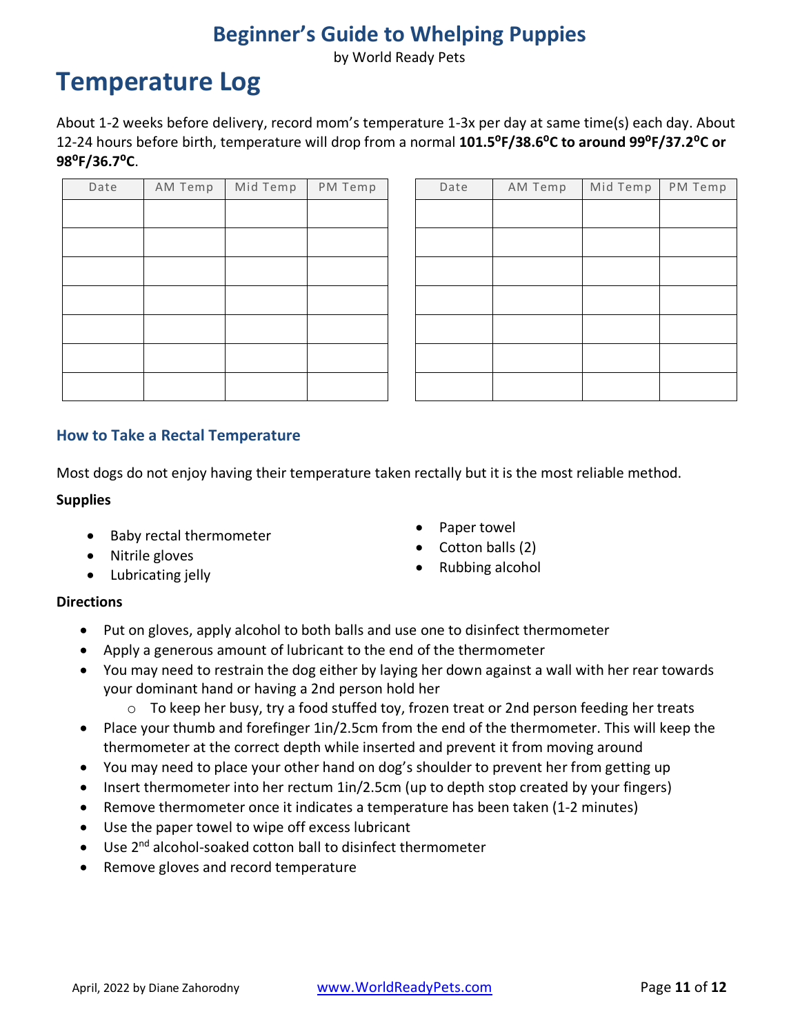# Beginner's Guide to Whelping Puppies

by World Ready Pets

## Temperature Log

About 1-2 weeks before delivery, record mom's temperature 1-3x per day at same time(s) each day. About 12-24 hours before birth, temperature will drop from a normal **101.5$^{o}$F/38.6$^{o}$C to around 99$^{o}$F/37.2$^{o}$C or 98$^{o}$F/36.7$^{o}$C**.

| Date | AM Temp | Mid Temp | PM Temp |
|---|---|---|---|
| | | | |
| | | | |
| | | | |
| | | | |
| | | | |
| | | | |
| | | | |

| Date | AM Temp | Mid Temp | PM Temp |
|---|---|---|---|
| | | | |
| | | | |
| | | | |
| | | | |
| | | | |
| | | | |
| | | | |

### How to Take a Rectal Temperature

Most dogs do not enjoy having their temperature taken rectally but it is the most reliable method.

**Supplies**

- Baby rectal thermometer
- Nitrile gloves
- Lubricating jelly
- Paper towel
- Cotton balls (2)
- Rubbing alcohol

**Directions**

- Put on gloves, apply alcohol to both balls and use one to disinfect thermometer
- Apply a generous amount of lubricant to the end of the thermometer
- You may need to restrain the dog either by laying her down against a wall with her rear towards your dominant hand or having a 2nd person hold her
  - To keep her busy, try a food stuffed toy, frozen treat or 2nd person feeding her treats
- Place your thumb and forefinger 1in/2.5cm from the end of the thermometer. This will keep the thermometer at the correct depth while inserted and prevent it from moving around
- You may need to place your other hand on dog's shoulder to prevent her from getting up
- Insert thermometer into her rectum 1in/2.5cm (up to depth stop created by your fingers)
- Remove thermometer once it indicates a temperature has been taken (1-2 minutes)
- Use the paper towel to wipe off excess lubricant
- Use 2nd alcohol-soaked cotton ball to disinfect thermometer
- Remove gloves and record temperature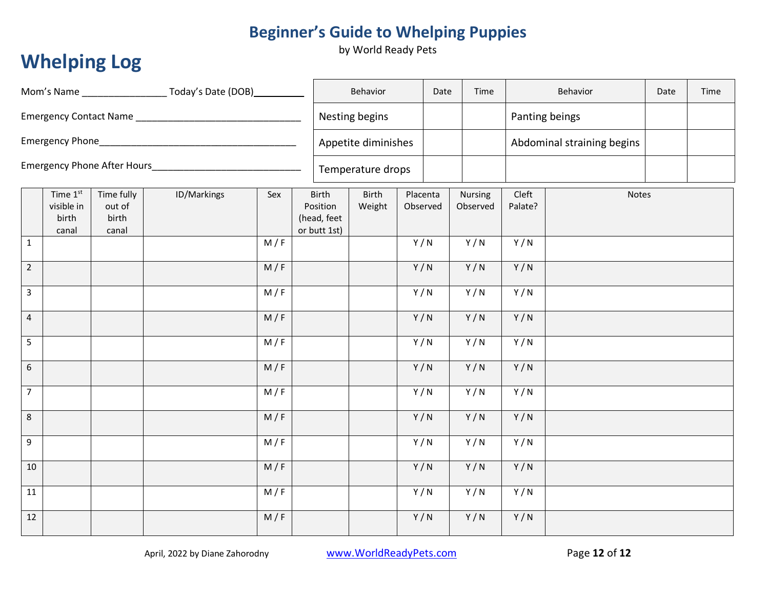Beginner's Guide to Whelping Puppies

by World Ready Pets

# Whelping Log

Mom's Name ________________ Today's Date (DOB)__________

Emergency Contact Name ________________________________

Emergency Phone______________________________________

Emergency Phone After Hours_____________________________

| Behavior | Date | Time | Behavior | Date | Time |
|---|---|---|---|---|---|
| Nesting begins | | | Panting beings | | |
| Appetite diminishes | | | Abdominal straining begins | | |
| Temperature drops | | | | | |

| | Time 1st visible in birth canal | Time fully out of birth canal | ID/Markings | Sex | Birth Position (head, feet or butt 1st) | Birth Weight | Placenta Observed | Nursing Observed | Cleft Palate? | Notes |
|---|---|---|---|---|---|---|---|---|---|---|
| 1 | | | | M / F | | | Y / N | Y / N | Y / N | |
| 2 | | | | M / F | | | Y / N | Y / N | Y / N | |
| 3 | | | | M / F | | | Y / N | Y / N | Y / N | |
| 4 | | | | M / F | | | Y / N | Y / N | Y / N | |
| 5 | | | | M / F | | | Y / N | Y / N | Y / N | |
| 6 | | | | M / F | | | Y / N | Y / N | Y / N | |
| 7 | | | | M / F | | | Y / N | Y / N | Y / N | |
| 8 | | | | M / F | | | Y / N | Y / N | Y / N | |
| 9 | | | | M / F | | | Y / N | Y / N | Y / N | |
| 10 | | | | M / F | | | Y / N | Y / N | Y / N | |
| 11 | | | | M / F | | | Y / N | Y / N | Y / N | |
| 12 | | | | M / F | | | Y / N | Y / N | Y / N | |